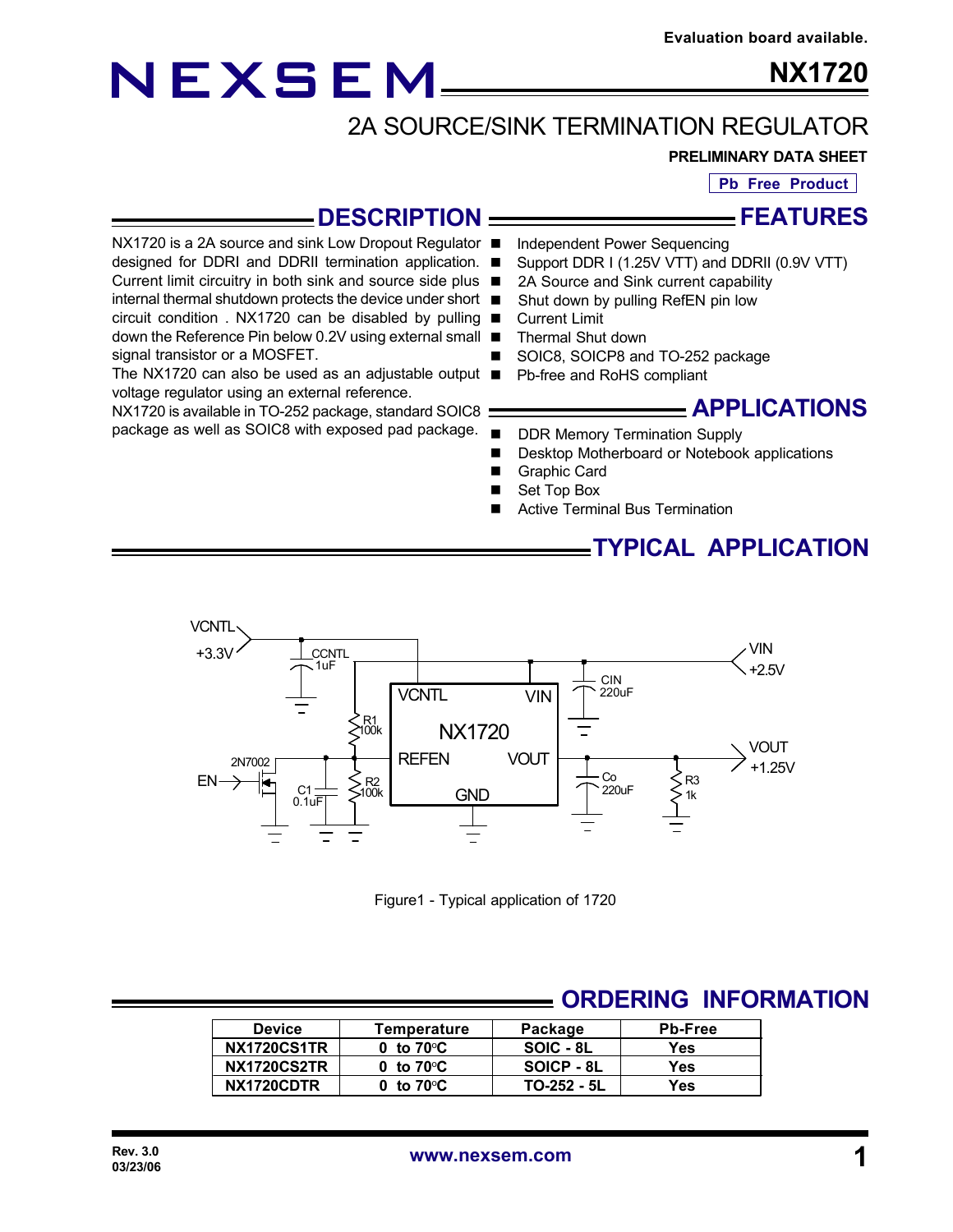Evaluation board available.

# NEXSEM NX1720

## 2A SOURCE/SINK TERMINATION REGULATOR

**PRELIMINARY DATA SHEET**

**Pb Free Product**

## DESCRIPTION

NX1720 is a 2A source and sink Low Dropout Regulator designed for DDRI and DDRII termination application. Current limit circuitry in both sink and source side plus internal thermal shutdown protects the device under short circuit condition . NX1720 can be disabled by pulling down the Reference Pin below 0.2V using external small signal transistor or a MOSFET.

The NX1720 can also be used as an adjustable output voltage regulator using an external reference.

NX1720 is available in TO-252 package, standard SOIC8 package as well as SOIC8 with exposed pad package.

## FEATURES

- Independent Power Sequencing
- Support DDR I (1.25V VTT) and DDRII (0.9V VTT)
- 2A Source and Sink current capability
- Shut down by pulling RefEN pin low
- Current Limit
- Thermal Shut down
- SOIC8, SOICP8 and TO-252 package
- Pb-free and RoHS compliant

## APPLICATIONS

- DDR Memory Termination Supply
- Desktop Motherboard or Notebook applications
- Graphic Card
- Set Top Box
- Active Terminal Bus Termination

## TYPICAL APPLICATION

Figure1 - Typical application of 1720

## ORDERING INFORMATION

| Device | Temperature | Package | Pb-Free |
|---|---|---|---|
| NX1720CS1TR | 0 to 70°C | SOIC - 8L | Yes |
| NX1720CS2TR | 0 to 70°C | SOICP - 8L | Yes |
| NX1720CDTR | 0 to 70°C | TO-252 - 5L | Yes |

Rev. 3.0
03/23/06

www.nexsem.com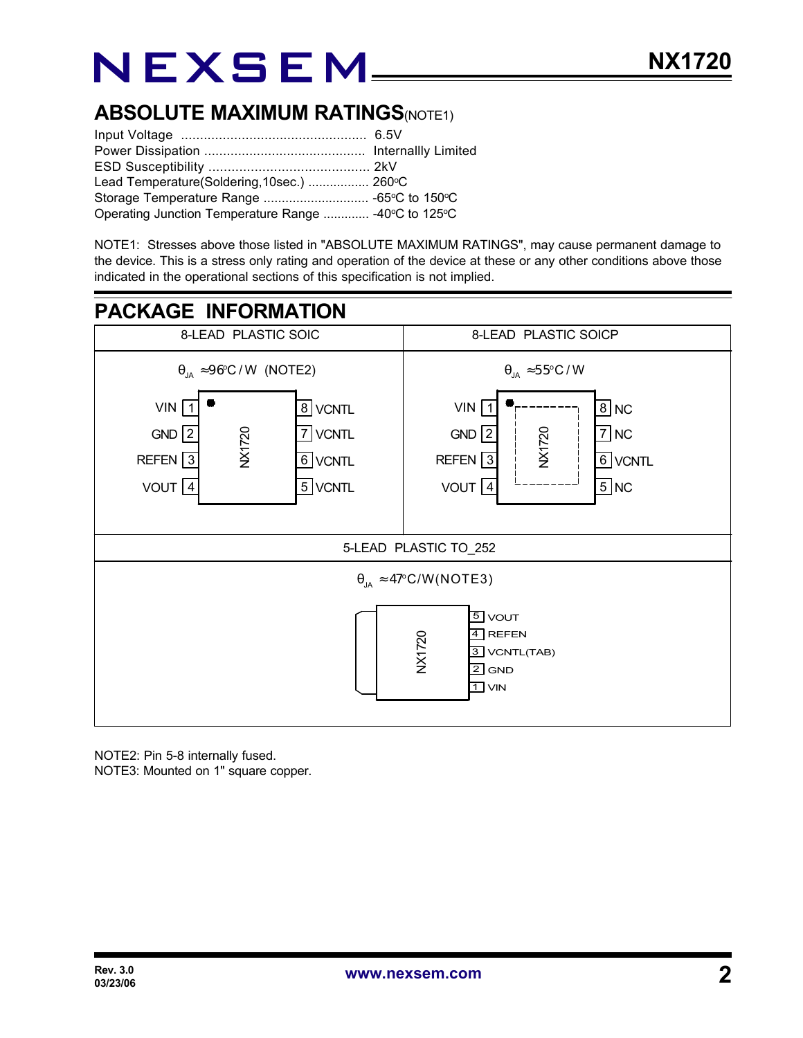## ABSOLUTE MAXIMUM RATINGS(NOTE1)

Input Voltage ................................................. 6.5V
Power Dissipation ........................................... Internallly Limited
ESD Susceptibility ........................................... 2kV
Lead Temperature(Soldering,10sec.) ................. 260°C
Storage Temperature Range ............................ -65°C to 150°C
Operating Junction Temperature Range ............ -40°C to 125°C

NOTE1: Stresses above those listed in "ABSOLUTE MAXIMUM RATINGS", may cause permanent damage to the device. This is a stress only rating and operation of the device at these or any other conditions above those indicated in the operational sections of this specification is not implied.

## PACKAGE INFORMATION

| 8-LEAD PLASTIC SOIC | 8-LEAD PLASTIC SOICP |
| --- | --- |
| $\theta_{JA} \approx 96°C/W$ (NOTE2) | $\theta_{JA} \approx 55°C/W$ |
| 1 VIN, 2 GND, 3 REFEN, 4 VOUT, 5 VCNTL, 6 VCNTL, 7 VCNTL, 8 VCNTL | 1 VIN, 2 GND, 3 REFEN, 4 VOUT, 5 NC, 6 VCNTL, 7 NC, 8 NC |

| 5-LEAD PLASTIC TO_252 |
| --- |
| $\theta_{JA} \approx 47°C/W$ (NOTE3) |
| 1 VIN, 2 GND, 3 VCNTL(TAB), 4 REFEN, 5 VOUT |

NOTE2: Pin 5-8 internally fused.
NOTE3: Mounted on 1" square copper.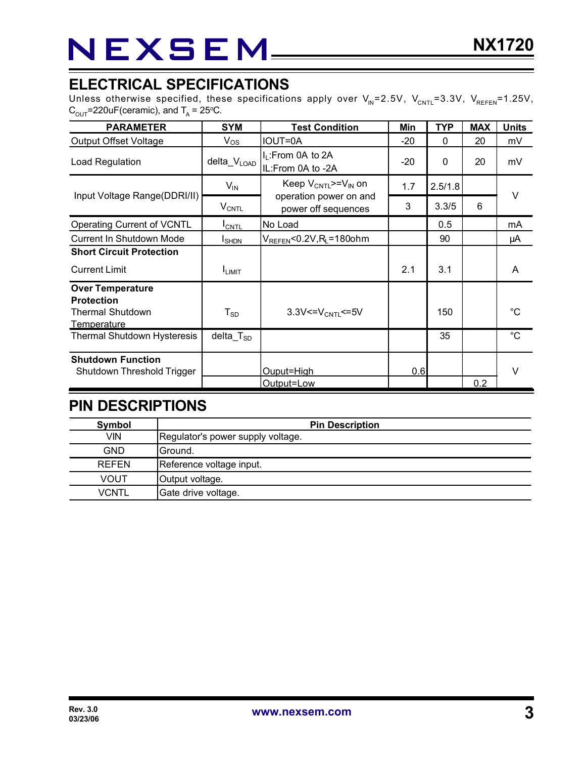## ELECTRICAL SPECIFICATIONS

Unless otherwise specified, these specifications apply over $V_{IN}$=2.5V, $V_{CNTL}$=3.3V, $V_{REFEN}$=1.25V, $C_{OUT}$=220uF(ceramic), and $T_A$ = 25°C.

| PARAMETER | SYM | Test Condition | Min | TYP | MAX | Units |
|---|---|---|---|---|---|---|
| Output Offset Voltage | $V_{OS}$ | IOUT=0A | -20 | 0 | 20 | mV |
| Load Regulation | delta_$V_{LOAD}$ | $I_L$:From 0A to 2A<br>IL:From 0A to -2A | -20 | 0 | 20 | mV |
| Input Voltage Range(DDRI/II) | $V_{IN}$ | Keep $V_{CNTL}$>=$V_{IN}$ on operation power on and power off sequences | 1.7 | 2.5/1.8 | | V |
| | $V_{CNTL}$ | | 3 | 3.3/5 | 6 | V |
| Operating Current of VCNTL | $I_{CNTL}$ | No Load | | 0.5 | | mA |
| Current In Shutdown Mode | $I_{SHDN}$ | $V_{REFEN}$<0.2V,$R_L$=180ohm | | 90 | | µA |
| **Short Circuit Protection** | | | | | | |
| Current Limit | $I_{LIMIT}$ | | 2.1 | 3.1 | | A |
| **Over Temperature Protection**<br>Thermal Shutdown Temperature | $T_{SD}$ | 3.3V<=$V_{CNTL}$<=5V | | 150 | | °C |
| Thermal Shutdown Hysteresis | delta_$T_{SD}$ | | | 35 | | °C |
| **Shutdown Function** | | | | | | |
| Shutdown Threshold Trigger | | Ouput=High | 0.6 | | | V |
| | | Output=Low | | | 0.2 | V |

## PIN DESCRIPTIONS

| Symbol | Pin Description |
|---|---|
| VIN | Regulator's power supply voltage. |
| GND | Ground. |
| REFEN | Reference voltage input. |
| VOUT | Output voltage. |
| VCNTL | Gate drive voltage. |